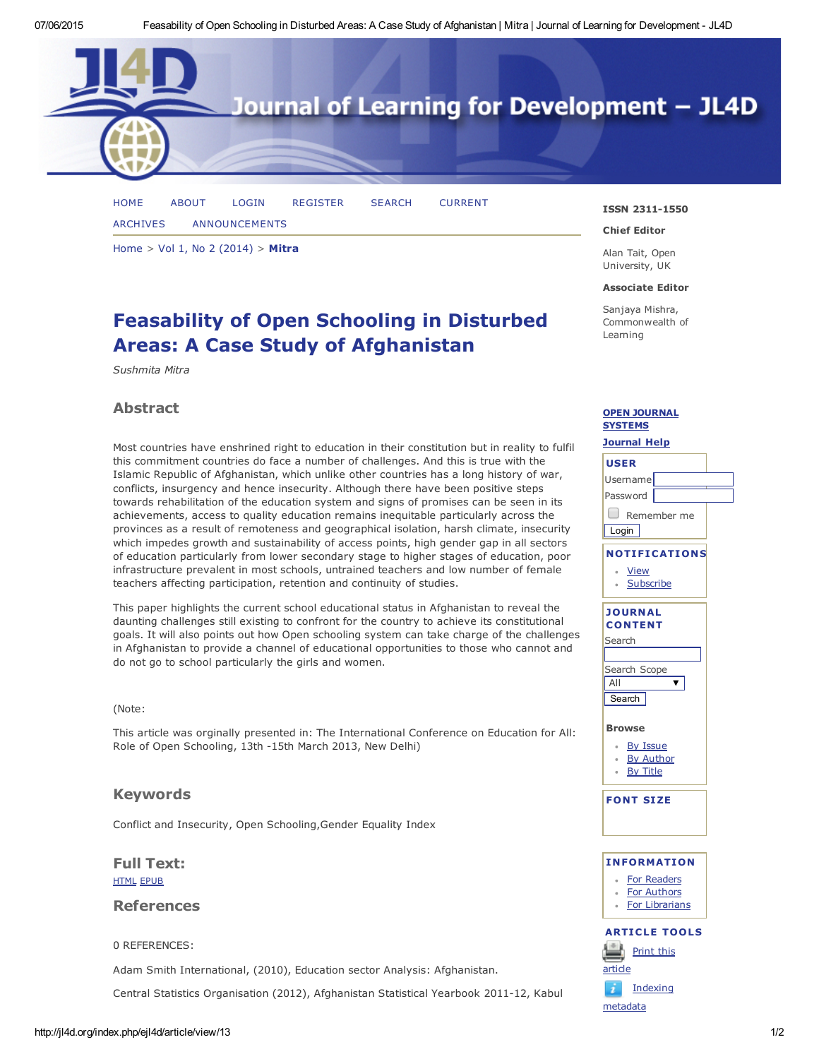# Feasability of Open Schooling in Disturbed Areas: A Case Study of Afghanistan

*Sushmita Mitra*

## Abstract

Most countries have enshrined right to education in their constitution but in reality to fulfil this commitment countries do face a number of challenges. And this is true with the Islamic Republic of Afghanistan, which unlike other countries has a long history of war, conflicts, insurgency and hence insecurity. Although there have been positive steps towards rehabilitation of the education system and signs of promises can be seen in its achievements, access to quality education remains inequitable particularly across the provinces as a result of remoteness and geographical isolation, harsh climate, insecurity which impedes growth and sustainability of access points, high gender gap in all sectors of education particularly from lower secondary stage to higher stages of education, poor infrastructure prevalent in most schools, untrained teachers and low number of female teachers affecting participation, retention and continuity of studies.

This paper highlights the current school educational status in Afghanistan to reveal the daunting challenges still existing to confront for the country to achieve its constitutional goals. It will also points out how Open schooling system can take charge of the challenges in Afghanistan to provide a channel of educational opportunities to those who cannot and do not go to school particularly the girls and women.

(Note:

This article was orginally presented in: The International Conference on Education for All: Role of Open Schooling, 13th -15th March 2013, New Delhi)

## Keywords

Conflict and Insecurity, Open Schooling,Gender Equality Index

## Full Text:

HTML EPUB

## References

0 REFERENCES:

Adam Smith International, (2010), Education sector Analysis: Afghanistan.

Central Statistics Organisation (2012), Afghanistan Statistical Yearbook 2011-12, Kabul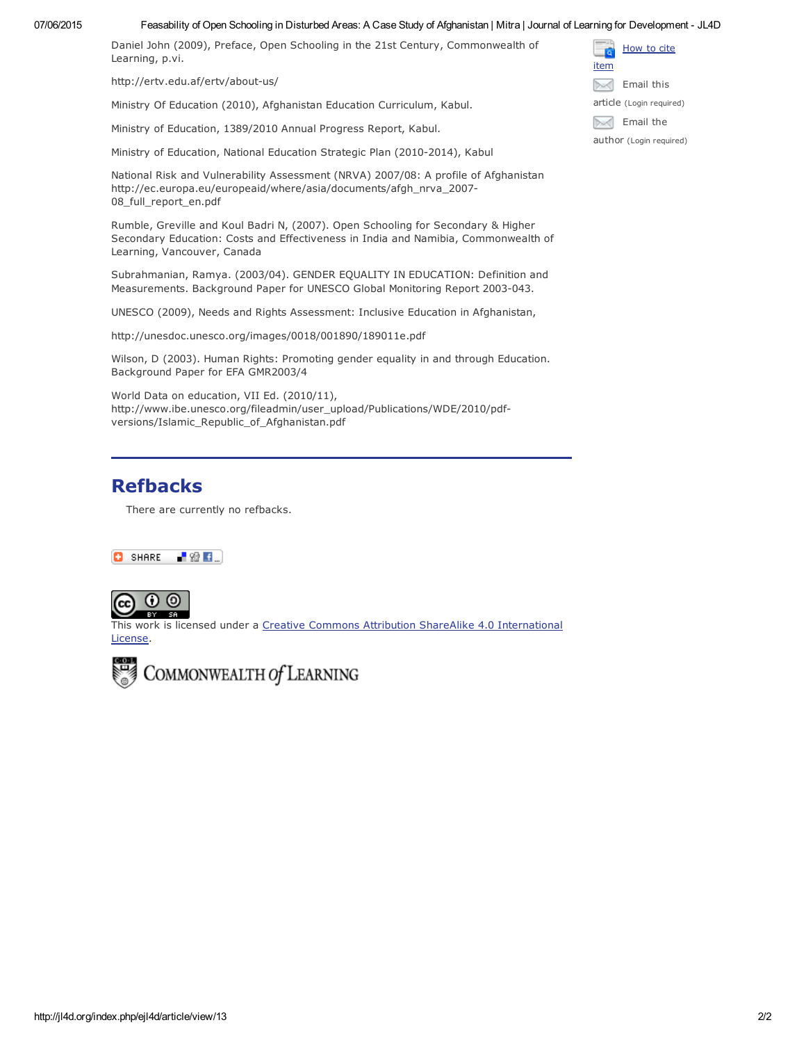Daniel John (2009), Preface, Open Schooling in the 21st Century, Commonwealth of Learning, p.vi.

http://ertv.edu.af/ertv/about-us/

Ministry Of Education (2010), Afghanistan Education Curriculum, Kabul.

Ministry of Education, 1389/2010 Annual Progress Report, Kabul.

Ministry of Education, National Education Strategic Plan (2010-2014), Kabul

National Risk and Vulnerability Assessment (NRVA) 2007/08: A profile of Afghanistan http://ec.europa.eu/europeaid/where/asia/documents/afgh_nrva_2007-08_full_report_en.pdf

Rumble, Greville and Koul Badri N, (2007). Open Schooling for Secondary & Higher Secondary Education: Costs and Effectiveness in India and Namibia, Commonwealth of Learning, Vancouver, Canada

Subrahmanian, Ramya. (2003/04). GENDER EQUALITY IN EDUCATION: Definition and Measurements. Background Paper for UNESCO Global Monitoring Report 2003-043.

UNESCO (2009), Needs and Rights Assessment: Inclusive Education in Afghanistan,

http://unesdoc.unesco.org/images/0018/001890/189011e.pdf

Wilson, D (2003). Human Rights: Promoting gender equality in and through Education. Background Paper for EFA GMR2003/4

World Data on education, VII Ed. (2010/11), http://www.ibe.unesco.org/fileadmin/user_upload/Publications/WDE/2010/pdf-versions/Islamic_Republic_of_Afghanistan.pdf

## Refbacks

There are currently no refbacks.

This work is licensed under a Creative Commons Attribution ShareAlike 4.0 International License.